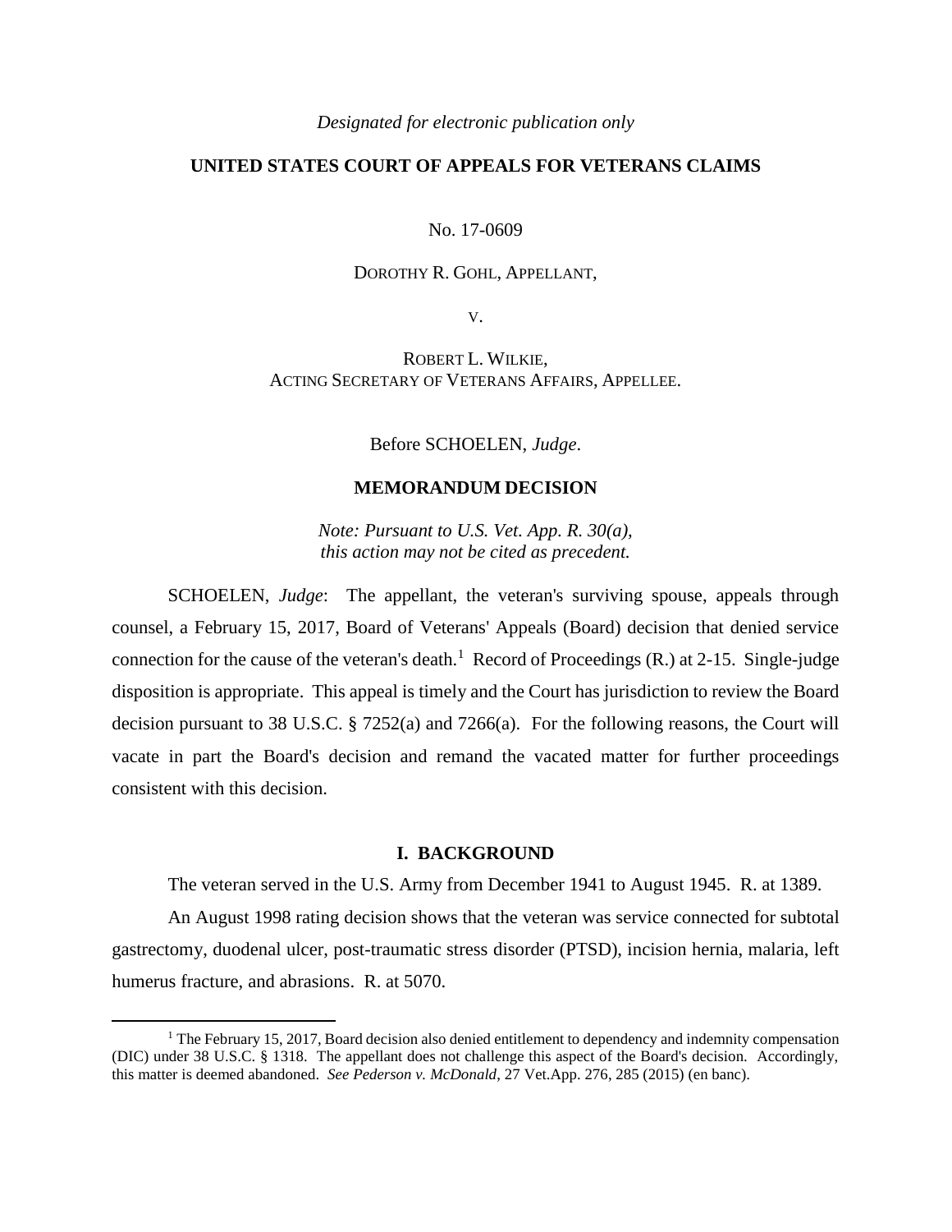*Designated for electronic publication only*

**UNITED STATES COURT OF APPEALS FOR VETERANS CLAIMS**

No. 17-0609

DOROTHY R. GOHL, APPELLANT,

V.

ROBERT L. WILKIE,
ACTING SECRETARY OF VETERANS AFFAIRS, APPELLEE.

Before SCHOELEN, *Judge*.

**MEMORANDUM DECISION**

*Note: Pursuant to U.S. Vet. App. R. 30(a), this action may not be cited as precedent.*

SCHOELEN, *Judge*: The appellant, the veteran's surviving spouse, appeals through counsel, a February 15, 2017, Board of Veterans' Appeals (Board) decision that denied service connection for the cause of the veteran's death.[1] Record of Proceedings (R.) at 2-15. Single-judge disposition is appropriate. This appeal is timely and the Court has jurisdiction to review the Board decision pursuant to 38 U.S.C. § 7252(a) and 7266(a). For the following reasons, the Court will vacate in part the Board's decision and remand the vacated matter for further proceedings consistent with this decision.

## I. BACKGROUND

The veteran served in the U.S. Army from December 1941 to August 1945. R. at 1389.

An August 1998 rating decision shows that the veteran was service connected for subtotal gastrectomy, duodenal ulcer, post-traumatic stress disorder (PTSD), incision hernia, malaria, left humerus fracture, and abrasions. R. at 5070.

[1] The February 15, 2017, Board decision also denied entitlement to dependency and indemnity compensation (DIC) under 38 U.S.C. § 1318. The appellant does not challenge this aspect of the Board's decision. Accordingly, this matter is deemed abandoned. *See Pederson v. McDonald*, 27 Vet.App. 276, 285 (2015) (en banc).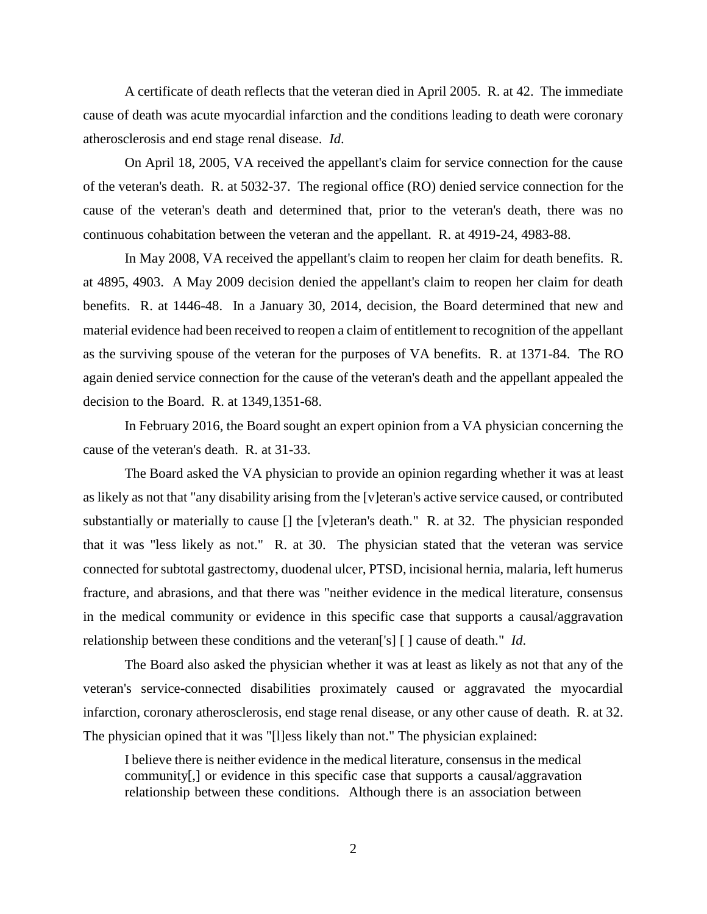A certificate of death reflects that the veteran died in April 2005. R. at 42. The immediate cause of death was acute myocardial infarction and the conditions leading to death were coronary atherosclerosis and end stage renal disease. *Id*.

On April 18, 2005, VA received the appellant's claim for service connection for the cause of the veteran's death. R. at 5032-37. The regional office (RO) denied service connection for the cause of the veteran's death and determined that, prior to the veteran's death, there was no continuous cohabitation between the veteran and the appellant. R. at 4919-24, 4983-88.

In May 2008, VA received the appellant's claim to reopen her claim for death benefits. R. at 4895, 4903. A May 2009 decision denied the appellant's claim to reopen her claim for death benefits. R. at 1446-48. In a January 30, 2014, decision, the Board determined that new and material evidence had been received to reopen a claim of entitlement to recognition of the appellant as the surviving spouse of the veteran for the purposes of VA benefits. R. at 1371-84. The RO again denied service connection for the cause of the veteran's death and the appellant appealed the decision to the Board. R. at 1349,1351-68.

In February 2016, the Board sought an expert opinion from a VA physician concerning the cause of the veteran's death. R. at 31-33.

The Board asked the VA physician to provide an opinion regarding whether it was at least as likely as not that "any disability arising from the [v]eteran's active service caused, or contributed substantially or materially to cause [] the [v]eteran's death." R. at 32. The physician responded that it was "less likely as not." R. at 30. The physician stated that the veteran was service connected for subtotal gastrectomy, duodenal ulcer, PTSD, incisional hernia, malaria, left humerus fracture, and abrasions, and that there was "neither evidence in the medical literature, consensus in the medical community or evidence in this specific case that supports a causal/aggravation relationship between these conditions and the veteran['s] [ ] cause of death." *Id*.

The Board also asked the physician whether it was at least as likely as not that any of the veteran's service-connected disabilities proximately caused or aggravated the myocardial infarction, coronary atherosclerosis, end stage renal disease, or any other cause of death. R. at 32. The physician opined that it was "[l]ess likely than not." The physician explained:

> I believe there is neither evidence in the medical literature, consensus in the medical community[,] or evidence in this specific case that supports a causal/aggravation relationship between these conditions. Although there is an association between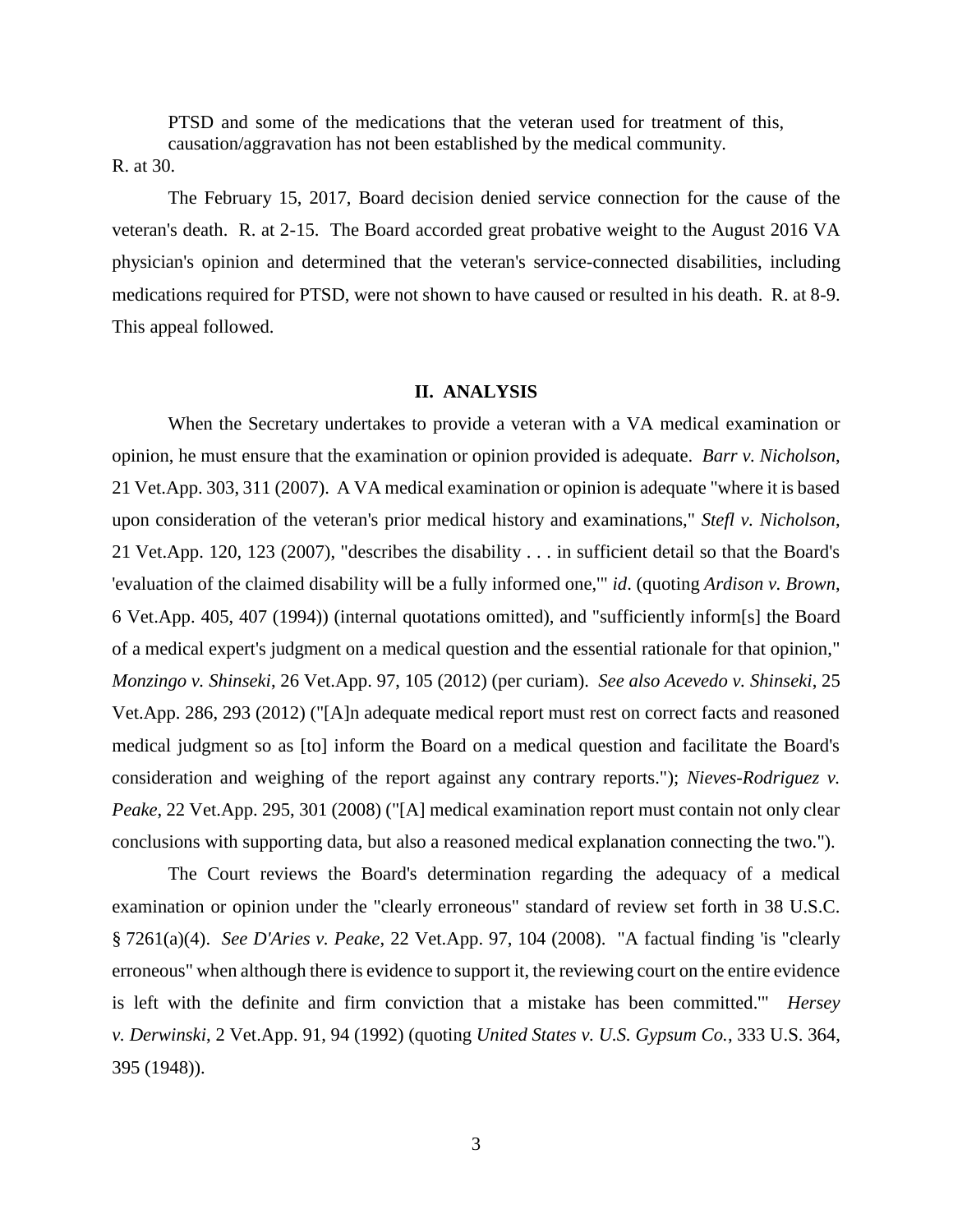> PTSD and some of the medications that the veteran used for treatment of this, causation/aggravation has not been established by the medical community.

R. at 30.

The February 15, 2017, Board decision denied service connection for the cause of the veteran's death. R. at 2-15. The Board accorded great probative weight to the August 2016 VA physician's opinion and determined that the veteran's service-connected disabilities, including medications required for PTSD, were not shown to have caused or resulted in his death. R. at 8-9. This appeal followed.

## II. ANALYSIS

When the Secretary undertakes to provide a veteran with a VA medical examination or opinion, he must ensure that the examination or opinion provided is adequate. *Barr v. Nicholson*, 21 Vet.App. 303, 311 (2007). A VA medical examination or opinion is adequate "where it is based upon consideration of the veteran's prior medical history and examinations," *Stefl v. Nicholson*, 21 Vet.App. 120, 123 (2007), "describes the disability . . . in sufficient detail so that the Board's 'evaluation of the claimed disability will be a fully informed one,'" *id*. (quoting *Ardison v. Brown*, 6 Vet.App. 405, 407 (1994)) (internal quotations omitted), and "sufficiently inform[s] the Board of a medical expert's judgment on a medical question and the essential rationale for that opinion," *Monzingo v. Shinseki*, 26 Vet.App. 97, 105 (2012) (per curiam). *See also Acevedo v. Shinseki*, 25 Vet.App. 286, 293 (2012) ("[A]n adequate medical report must rest on correct facts and reasoned medical judgment so as [to] inform the Board on a medical question and facilitate the Board's consideration and weighing of the report against any contrary reports."); *Nieves-Rodriguez v. Peake*, 22 Vet.App. 295, 301 (2008) ("[A] medical examination report must contain not only clear conclusions with supporting data, but also a reasoned medical explanation connecting the two.").

The Court reviews the Board's determination regarding the adequacy of a medical examination or opinion under the "clearly erroneous" standard of review set forth in 38 U.S.C. § 7261(a)(4). *See D'Aries v. Peake*, 22 Vet.App. 97, 104 (2008). "A factual finding 'is "clearly erroneous" when although there is evidence to support it, the reviewing court on the entire evidence is left with the definite and firm conviction that a mistake has been committed.'" *Hersey v. Derwinski*, 2 Vet.App. 91, 94 (1992) (quoting *United States v. U.S. Gypsum Co.*, 333 U.S. 364, 395 (1948)).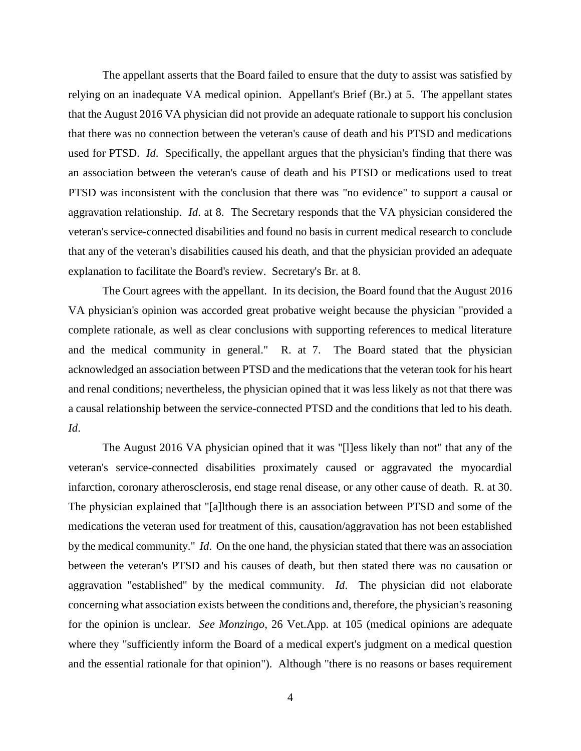The appellant asserts that the Board failed to ensure that the duty to assist was satisfied by relying on an inadequate VA medical opinion. Appellant's Brief (Br.) at 5. The appellant states that the August 2016 VA physician did not provide an adequate rationale to support his conclusion that there was no connection between the veteran's cause of death and his PTSD and medications used for PTSD. *Id*. Specifically, the appellant argues that the physician's finding that there was an association between the veteran's cause of death and his PTSD or medications used to treat PTSD was inconsistent with the conclusion that there was "no evidence" to support a causal or aggravation relationship. *Id*. at 8. The Secretary responds that the VA physician considered the veteran's service-connected disabilities and found no basis in current medical research to conclude that any of the veteran's disabilities caused his death, and that the physician provided an adequate explanation to facilitate the Board's review. Secretary's Br. at 8.

The Court agrees with the appellant. In its decision, the Board found that the August 2016 VA physician's opinion was accorded great probative weight because the physician "provided a complete rationale, as well as clear conclusions with supporting references to medical literature and the medical community in general." R. at 7. The Board stated that the physician acknowledged an association between PTSD and the medications that the veteran took for his heart and renal conditions; nevertheless, the physician opined that it was less likely as not that there was a causal relationship between the service-connected PTSD and the conditions that led to his death. *Id*.

The August 2016 VA physician opined that it was "[l]ess likely than not" that any of the veteran's service-connected disabilities proximately caused or aggravated the myocardial infarction, coronary atherosclerosis, end stage renal disease, or any other cause of death. R. at 30. The physician explained that "[a]lthough there is an association between PTSD and some of the medications the veteran used for treatment of this, causation/aggravation has not been established by the medical community." *Id*. On the one hand, the physician stated that there was an association between the veteran's PTSD and his causes of death, but then stated there was no causation or aggravation "established" by the medical community. *Id*. The physician did not elaborate concerning what association exists between the conditions and, therefore, the physician's reasoning for the opinion is unclear. *See Monzingo*, 26 Vet.App. at 105 (medical opinions are adequate where they "sufficiently inform the Board of a medical expert's judgment on a medical question and the essential rationale for that opinion"). Although "there is no reasons or bases requirement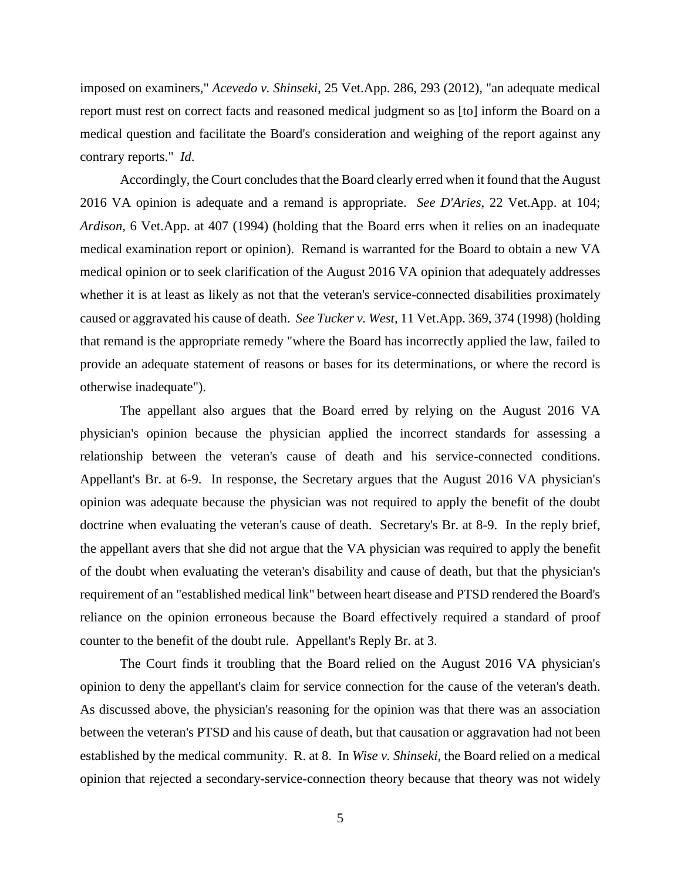imposed on examiners," *Acevedo v. Shinseki*, 25 Vet.App. 286, 293 (2012), "an adequate medical report must rest on correct facts and reasoned medical judgment so as [to] inform the Board on a medical question and facilitate the Board's consideration and weighing of the report against any contrary reports." *Id*.

Accordingly, the Court concludes that the Board clearly erred when it found that the August 2016 VA opinion is adequate and a remand is appropriate. *See D'Aries*, 22 Vet.App. at 104; *Ardison*, 6 Vet.App. at 407 (1994) (holding that the Board errs when it relies on an inadequate medical examination report or opinion). Remand is warranted for the Board to obtain a new VA medical opinion or to seek clarification of the August 2016 VA opinion that adequately addresses whether it is at least as likely as not that the veteran's service-connected disabilities proximately caused or aggravated his cause of death. *See Tucker v. West*, 11 Vet.App. 369, 374 (1998) (holding that remand is the appropriate remedy "where the Board has incorrectly applied the law, failed to provide an adequate statement of reasons or bases for its determinations, or where the record is otherwise inadequate").

The appellant also argues that the Board erred by relying on the August 2016 VA physician's opinion because the physician applied the incorrect standards for assessing a relationship between the veteran's cause of death and his service-connected conditions. Appellant's Br. at 6-9. In response, the Secretary argues that the August 2016 VA physician's opinion was adequate because the physician was not required to apply the benefit of the doubt doctrine when evaluating the veteran's cause of death. Secretary's Br. at 8-9. In the reply brief, the appellant avers that she did not argue that the VA physician was required to apply the benefit of the doubt when evaluating the veteran's disability and cause of death, but that the physician's requirement of an "established medical link" between heart disease and PTSD rendered the Board's reliance on the opinion erroneous because the Board effectively required a standard of proof counter to the benefit of the doubt rule. Appellant's Reply Br. at 3.

The Court finds it troubling that the Board relied on the August 2016 VA physician's opinion to deny the appellant's claim for service connection for the cause of the veteran's death. As discussed above, the physician's reasoning for the opinion was that there was an association between the veteran's PTSD and his cause of death, but that causation or aggravation had not been established by the medical community. R. at 8. In *Wise v. Shinseki*, the Board relied on a medical opinion that rejected a secondary-service-connection theory because that theory was not widely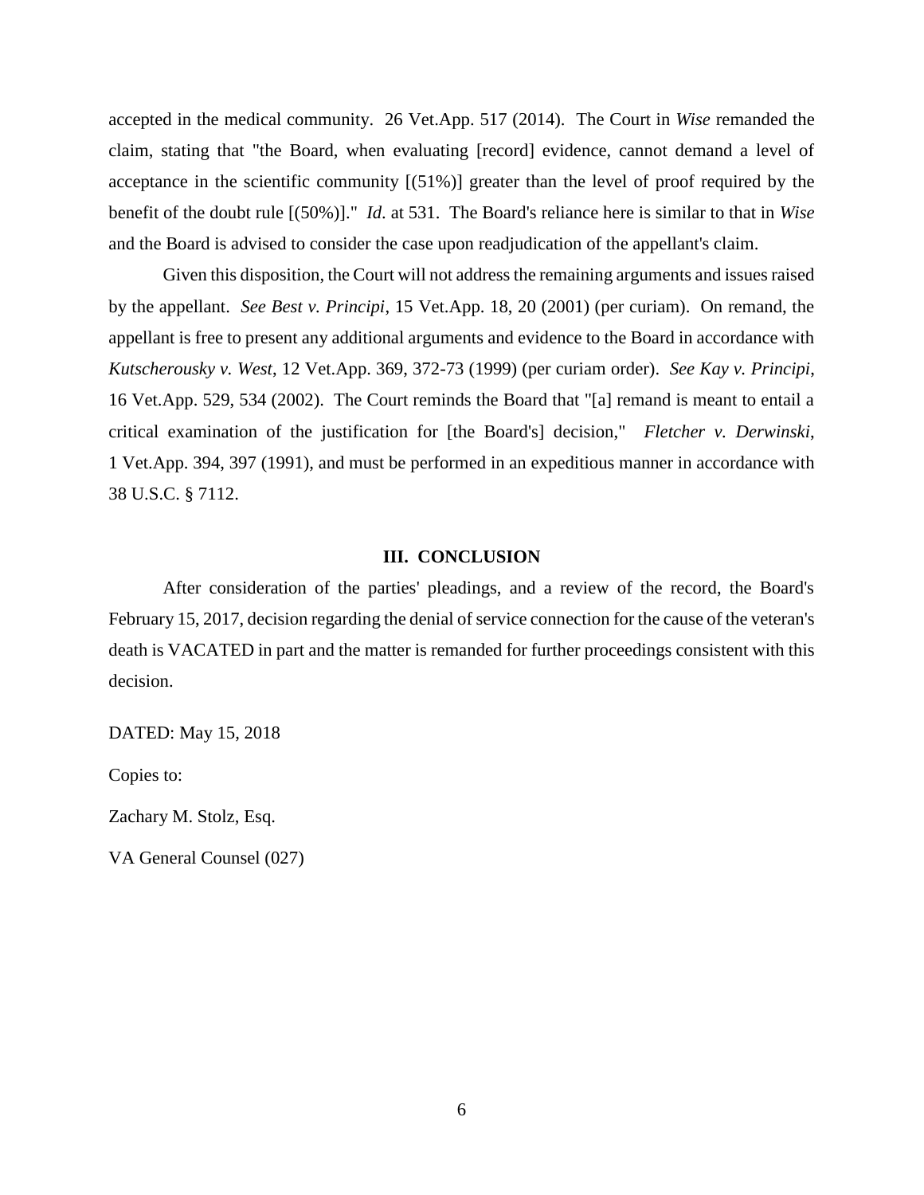accepted in the medical community. 26 Vet.App. 517 (2014). The Court in *Wise* remanded the claim, stating that "the Board, when evaluating [record] evidence, cannot demand a level of acceptance in the scientific community [(51%)] greater than the level of proof required by the benefit of the doubt rule [(50%)]." *Id*. at 531. The Board's reliance here is similar to that in *Wise* and the Board is advised to consider the case upon readjudication of the appellant's claim.

Given this disposition, the Court will not address the remaining arguments and issues raised by the appellant. *See Best v. Principi*, 15 Vet.App. 18, 20 (2001) (per curiam). On remand, the appellant is free to present any additional arguments and evidence to the Board in accordance with *Kutscherousky v. West*, 12 Vet.App. 369, 372-73 (1999) (per curiam order). *See Kay v. Principi*, 16 Vet.App. 529, 534 (2002). The Court reminds the Board that "[a] remand is meant to entail a critical examination of the justification for [the Board's] decision," *Fletcher v. Derwinski*, 1 Vet.App. 394, 397 (1991), and must be performed in an expeditious manner in accordance with 38 U.S.C. § 7112.

## III. CONCLUSION

After consideration of the parties' pleadings, and a review of the record, the Board's February 15, 2017, decision regarding the denial of service connection for the cause of the veteran's death is VACATED in part and the matter is remanded for further proceedings consistent with this decision.

DATED: May 15, 2018

Copies to:

Zachary M. Stolz, Esq.

VA General Counsel (027)